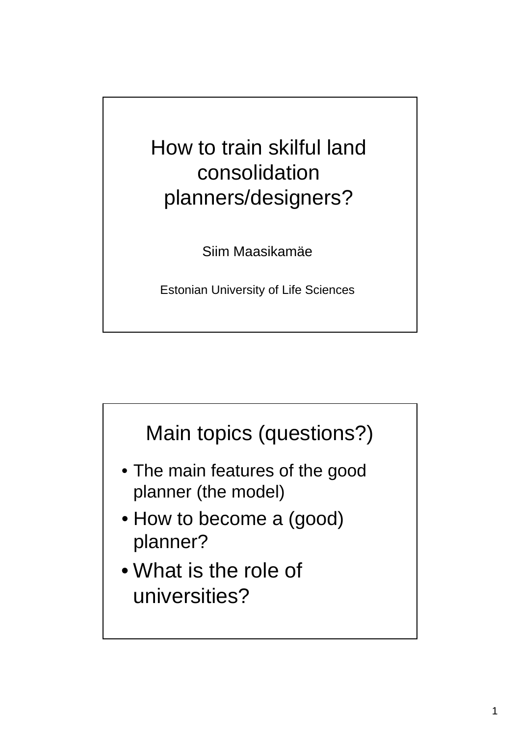# How to train skilful land consolidation planners/designers?

Siim Maasikamäe

Estonian University of Life Sciences

## Main topics (questions?)

- The main features of the good planner (the model)
- How to become a (good) planner?
- What is the role of universities?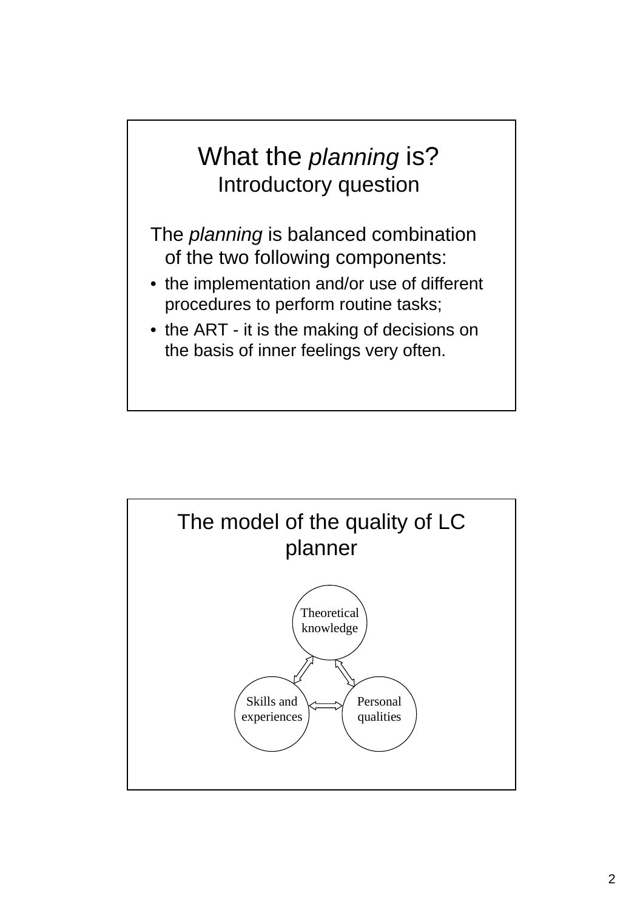# What the *planning* is?

## Introductory question

The *planning* is balanced combination of the two following components:

- the implementation and/or use of different procedures to perform routine tasks;
- the ART - it is the making of decisions on the basis of inner feelings very often.

# The model of the quality of LC planner

Theoretical knowledge

Skills and experiences

Personal qualities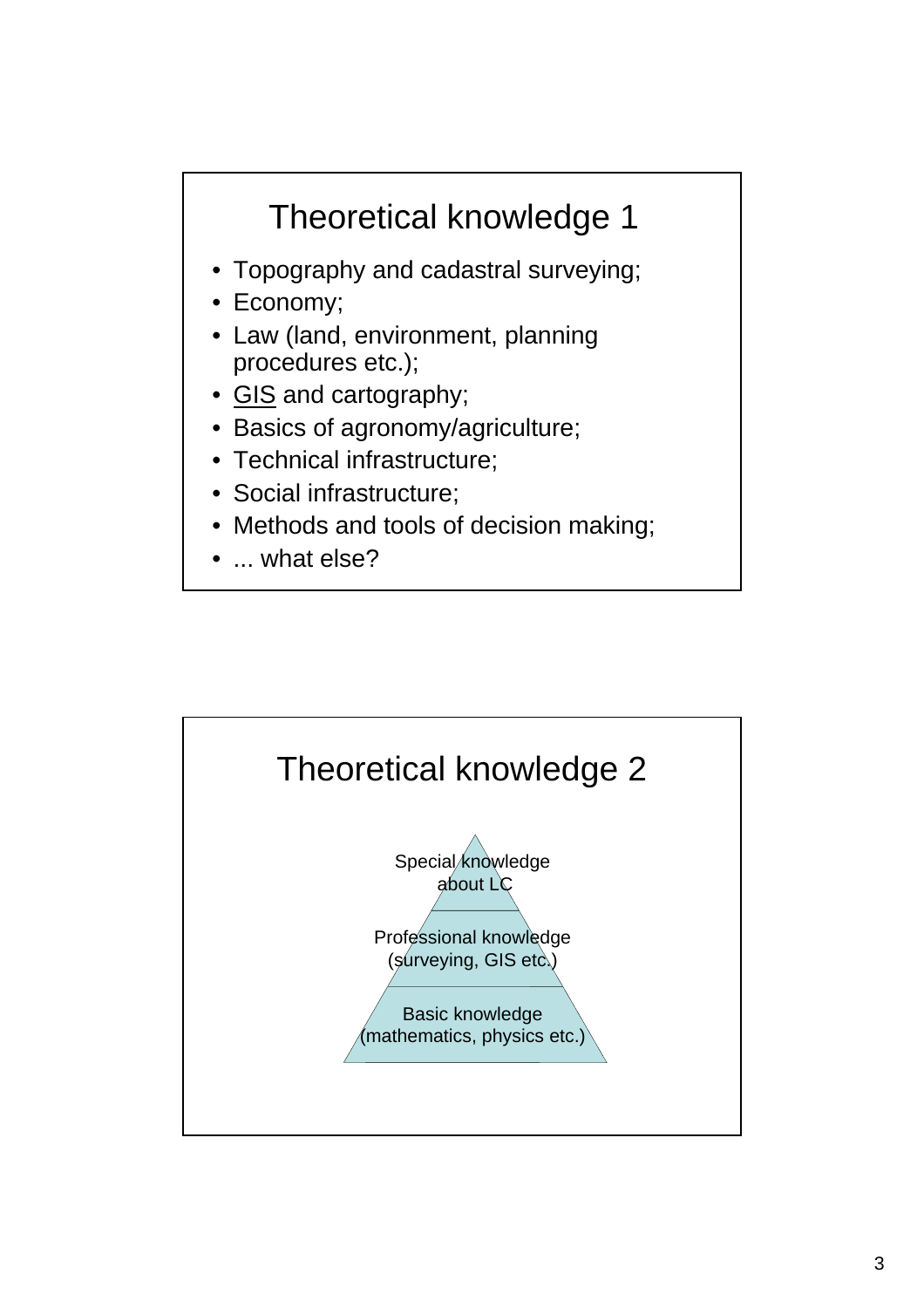# Theoretical knowledge 1

- Topography and cadastral surveying;
- Economy;
- Law (land, environment, planning procedures etc.);
- GIS and cartography;
- Basics of agronomy/agriculture;
- Technical infrastructure;
- Social infrastructure;
- Methods and tools of decision making;
- ... what else?

# Theoretical knowledge 2

Special knowledge about LC

Professional knowledge (surveying, GIS etc.)

Basic knowledge (mathematics, physics etc.)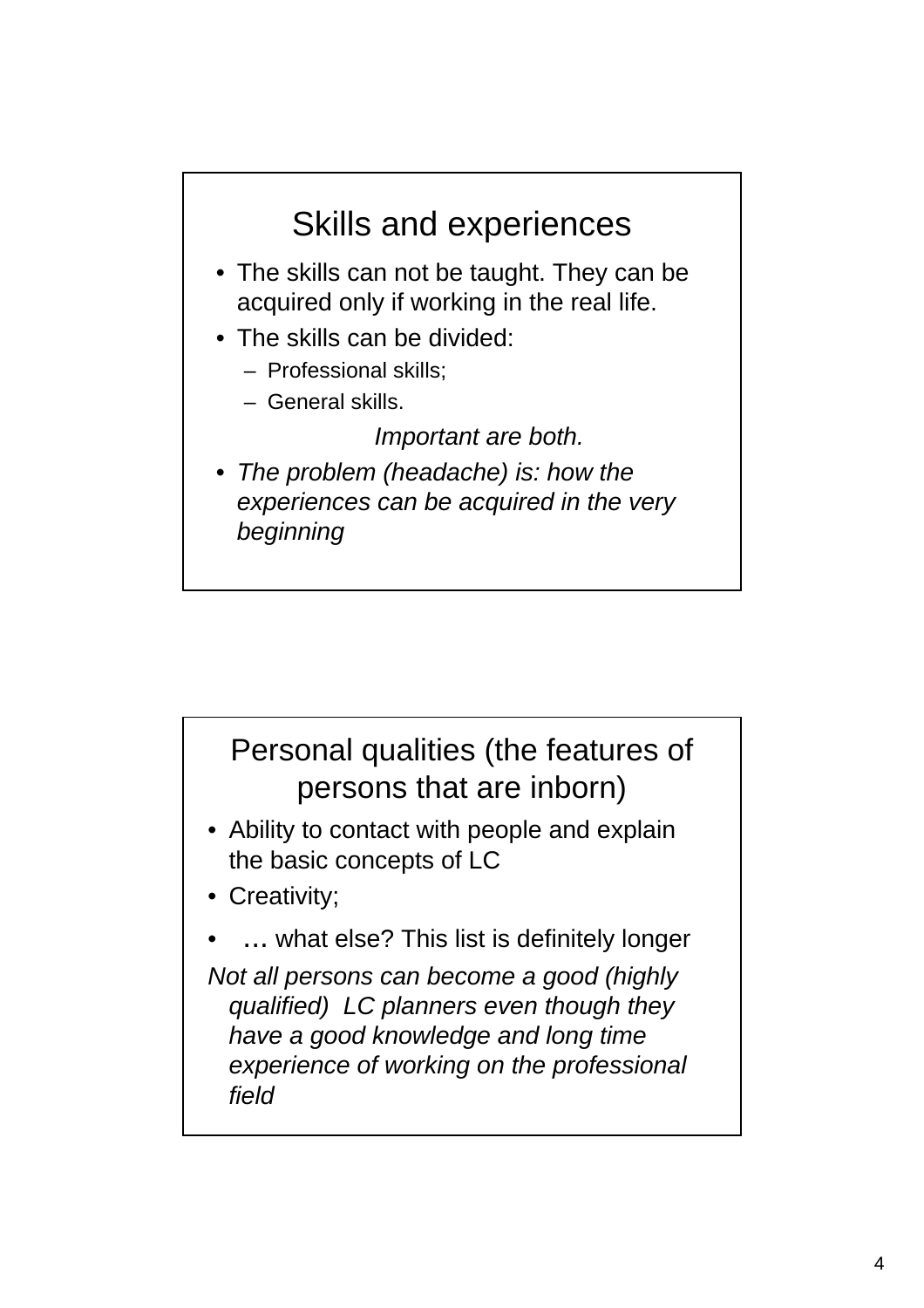## Skills and experiences

- The skills can not be taught. They can be acquired only if working in the real life.
- The skills can be divided:
  - Professional skills;
  - General skills.

*Important are both.*

- *The problem (headache) is: how the experiences can be acquired in the very beginning*

## Personal qualities (the features of persons that are inborn)

- Ability to contact with people and explain the basic concepts of LC
- Creativity;
- … what else? This list is definitely longer

*Not all persons can become a good (highly qualified) LC planners even though they have a good knowledge and long time experience of working on the professional field*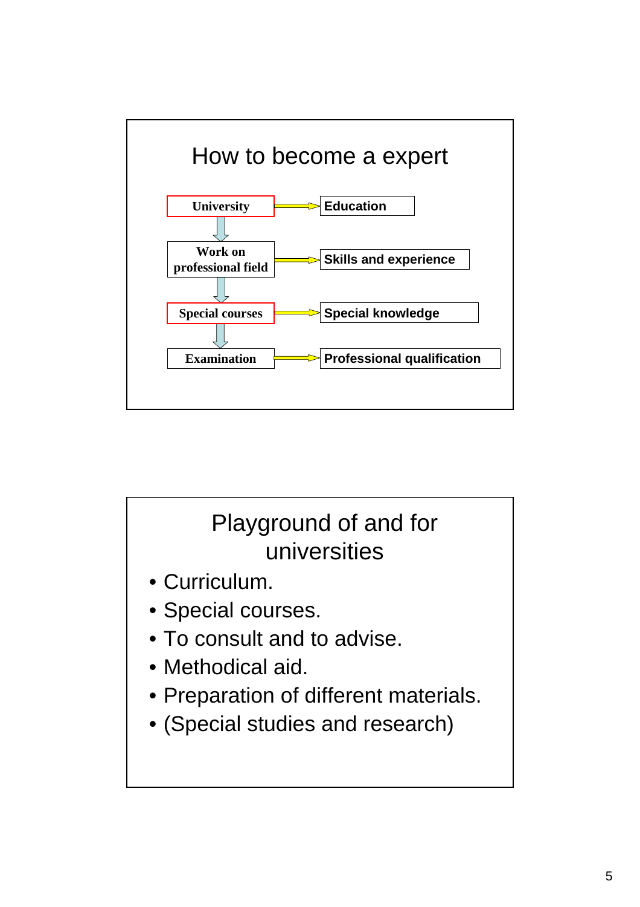## How to become a expert

| Step | Outcome |
|---|---|
| University | Education |
| Work on professional field | Skills and experience |
| Special courses | Special knowledge |
| Examination | Professional qualification |

## Playground of and for universities

- Curriculum.
- Special courses.
- To consult and to advise.
- Methodical aid.
- Preparation of different materials.
- (Special studies and research)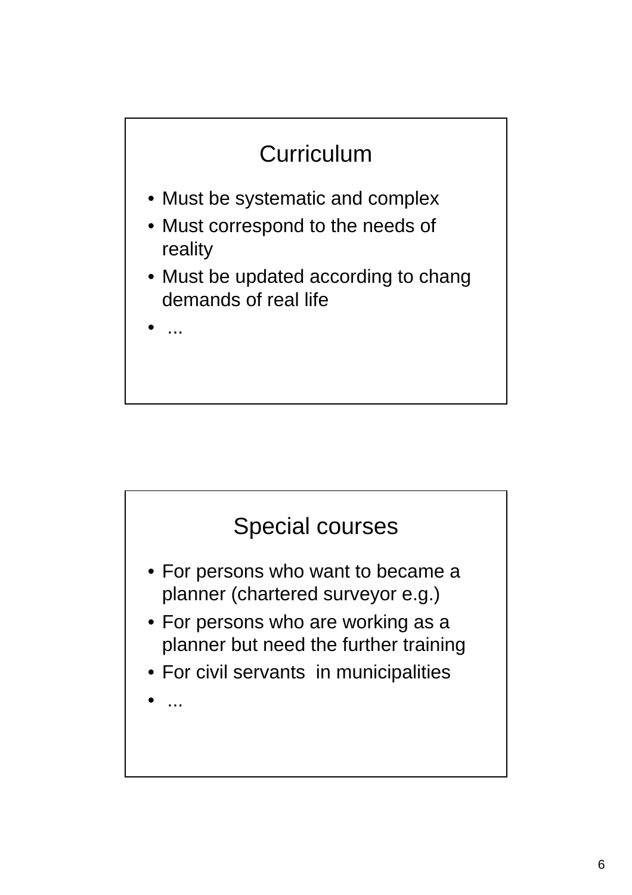## Curriculum

- Must be systematic and complex
- Must correspond to the needs of reality
- Must be updated according to chang demands of real life
- ...

## Special courses

- For persons who want to became a planner (chartered surveyor e.g.)
- For persons who are working as a planner but need the further training
- For civil servants in municipalities
- ...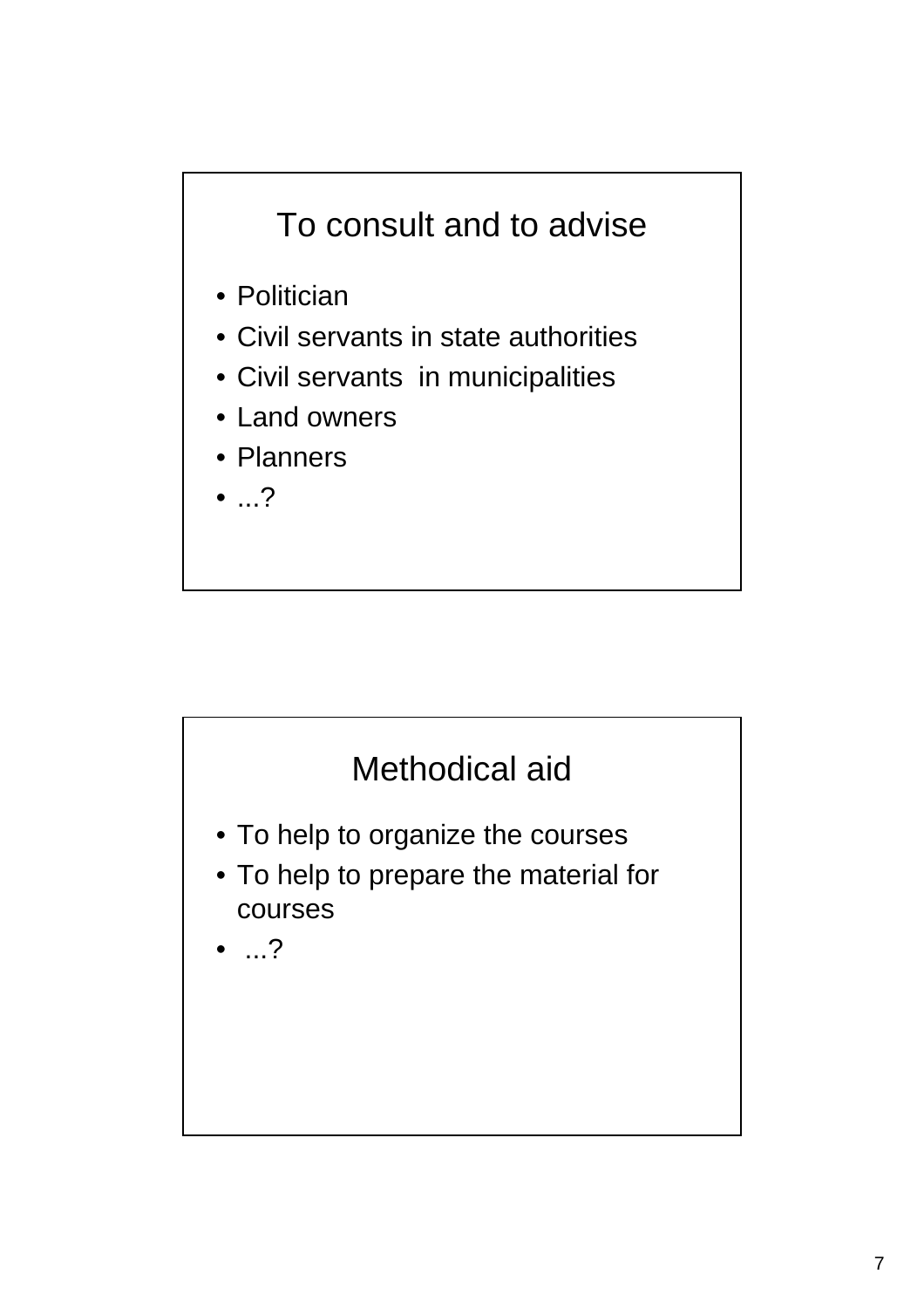## To consult and to advise

- Politician
- Civil servants in state authorities
- Civil servants in municipalities
- Land owners
- Planners
- ...?

## Methodical aid

- To help to organize the courses
- To help to prepare the material for courses
- ...?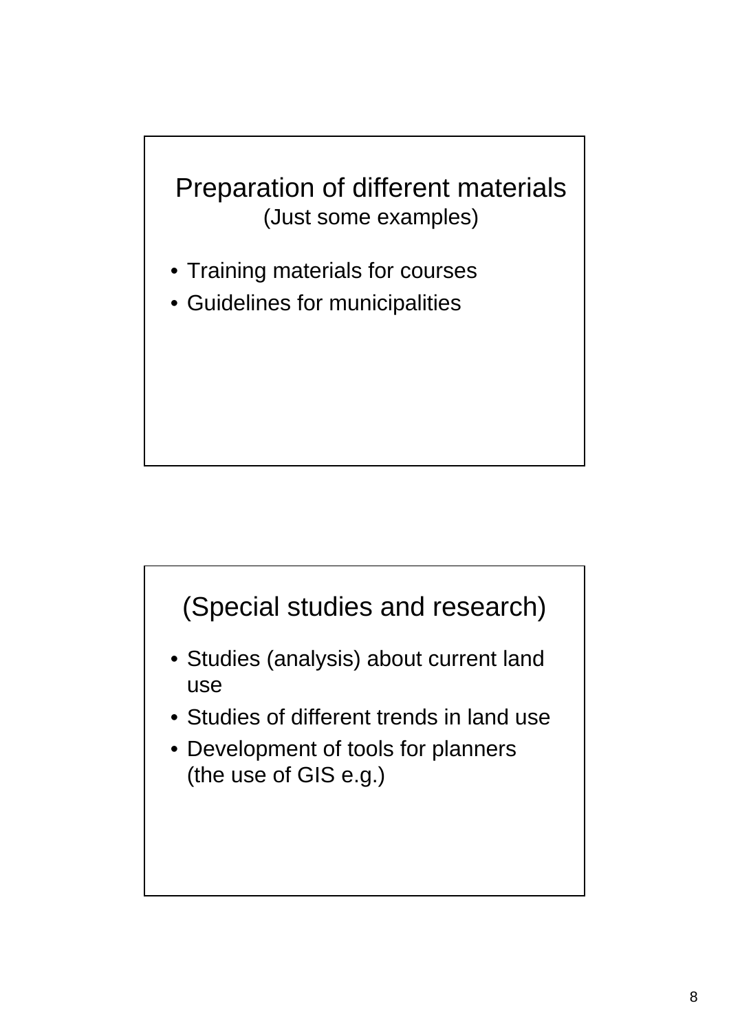## Preparation of different materials
(Just some examples)

- Training materials for courses
- Guidelines for municipalities

## (Special studies and research)

- Studies (analysis) about current land use
- Studies of different trends in land use
- Development of tools for planners (the use of GIS e.g.)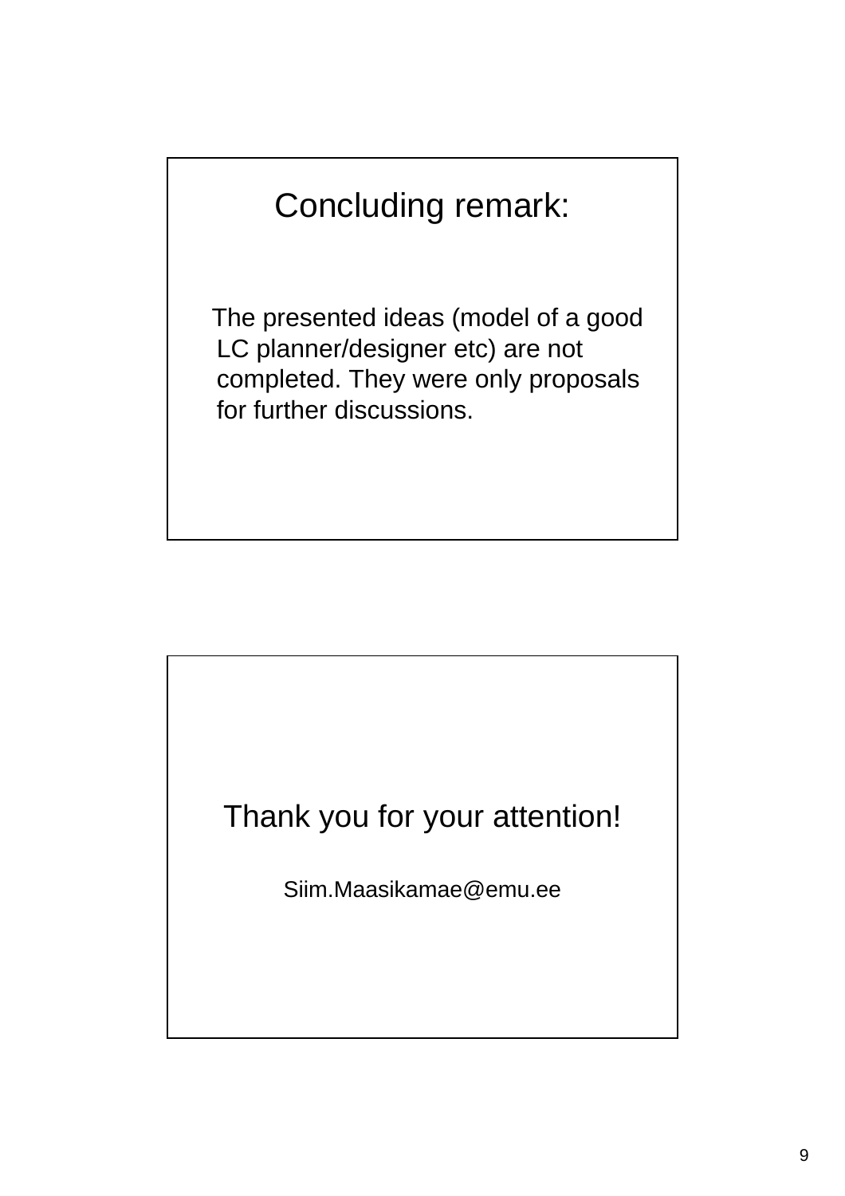## Concluding remark:

The presented ideas (model of a good LC planner/designer etc) are not completed. They were only proposals for further discussions.

Thank you for your attention!

Siim.Maasikamae@emu.ee